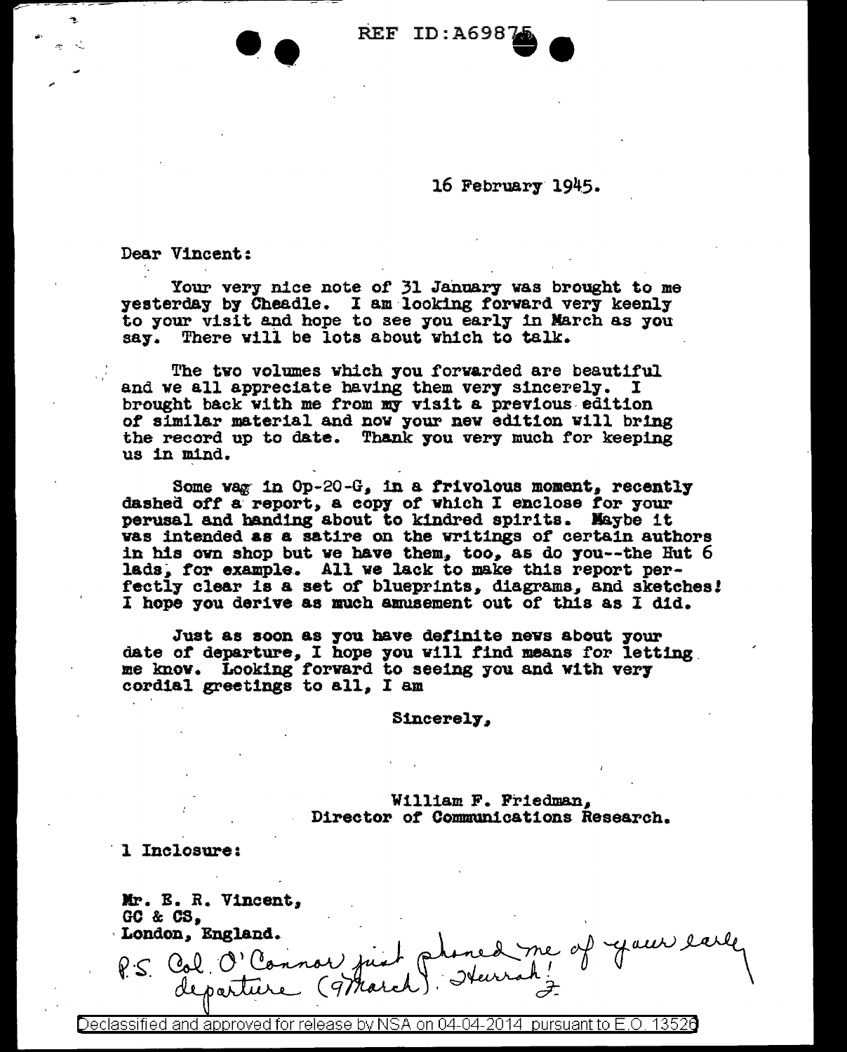REF ID:A69875

16 February 1945.

Dear Vincent:

Your very nice note of 31 January was brought to me yesterday by Cheadle. I am looking forward very keenly to your visit and hope to see you early in March as you say. There will be lots about which to talk.

The two volumes which you forwarded are beautiful and we all appreciate having them very sincerely. I brought back with me from my visit a previous edition of similar material and now your new edition will bring the record up to date. Thank you very much for keeping us in mind.

Some wag in Op-20-G, in a frivolous moment, recently dashed off a report, a copy of which I enclose for your perusal and handing about to kindred spirits. Maybe it was intended as a satire on the writings of certain authors in his own shop but we have them, too, as do you--the Hut 6 lads, for example. All we lack to make this report perfectly clear is a set of blueprints, diagrams, and sketches! I hope you derive as much amusement out of this as I did.

Just as soon as you have definite news about your date of departure, I hope you will find means for letting me know. Looking forward to seeing you and with very cordial greetings to all, I am

Sincerely,

William F. Friedman,
Director of Communications Research.

1 Inclosure:

Mr. E. R. Vincent,
GC & CS,
London, England.

P.S. Col. O'Connor just phoned me of your early departure (9 March). Hurrah! F.

Declassified and approved for release by NSA on 04-04-2014 pursuant to E.O. 13526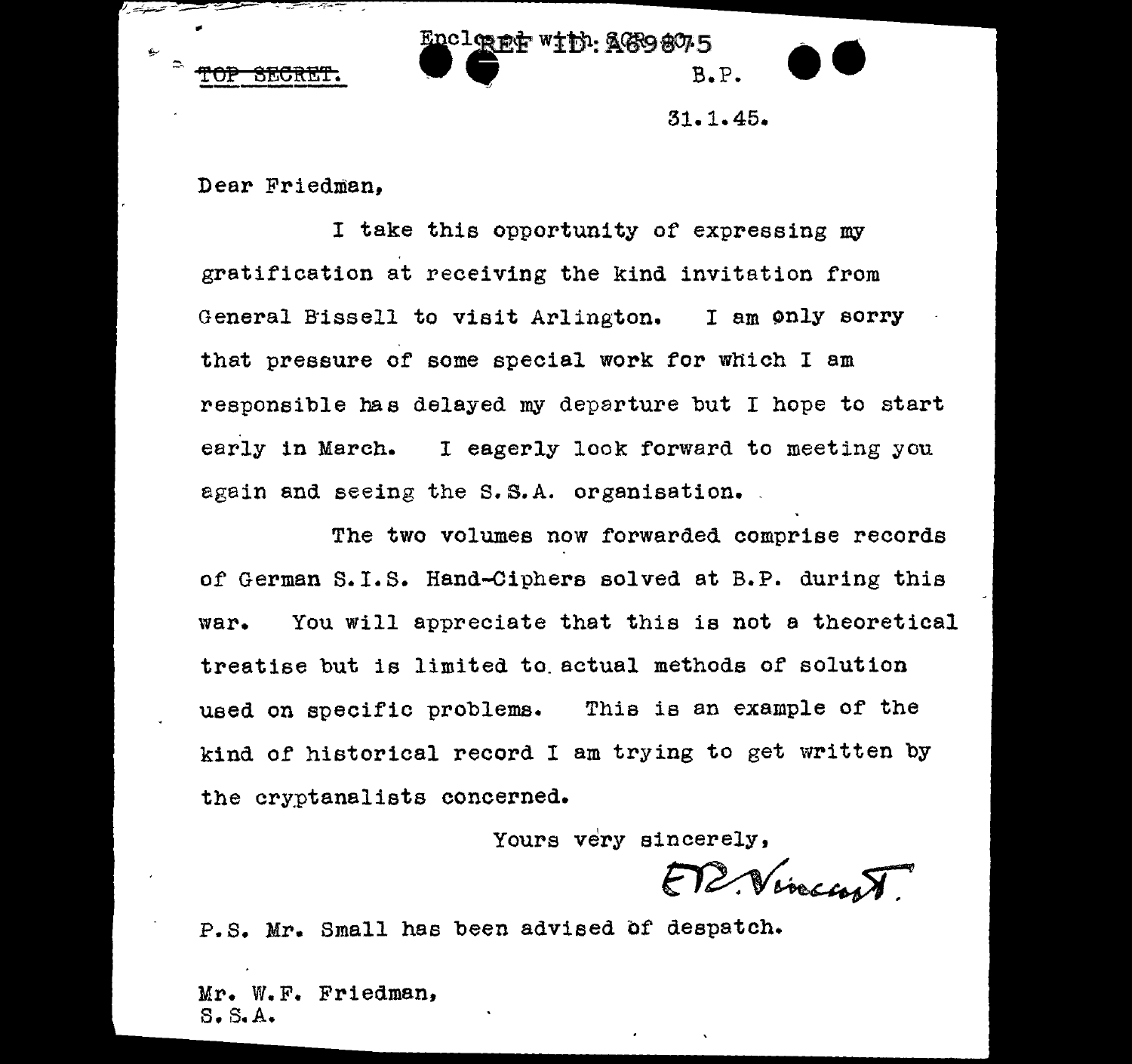Enclosed with: SCR 8075

~~TOP SECRET.~~

B.P.

31.1.45.

Dear Friedman,

I take this opportunity of expressing my gratification at receiving the kind invitation from General Bissell to visit Arlington. I am only sorry that pressure of some special work for which I am responsible has delayed my departure but I hope to start early in March. I eagerly look forward to meeting you again and seeing the S.S.A. organisation.

The two volumes now forwarded comprise records of German S.I.S. Hand-Ciphers solved at B.P. during this war. You will appreciate that this is not a theoretical treatise but is limited to actual methods of solution used on specific problems. This is an example of the kind of historical record I am trying to get written by the cryptanalists concerned.

Yours very sincerely,

E.R. Vincent.

P.S. Mr. Small has been advised of despatch.

Mr. W.F. Friedman,
S.S.A.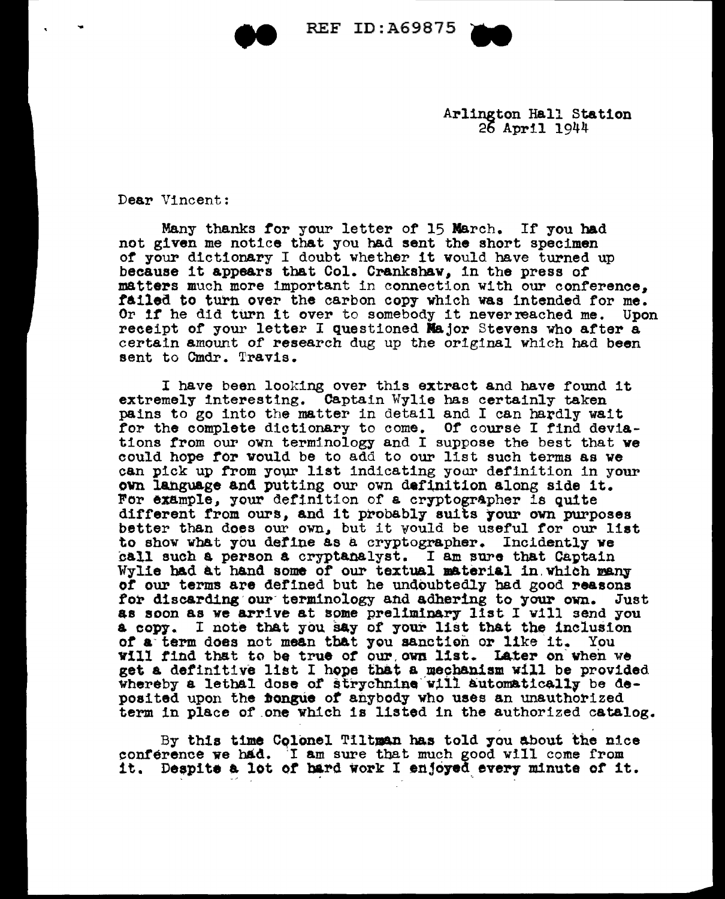Arlington Hall Station
26 April 1944

Dear Vincent:

Many thanks for your letter of 15 March. If you had not given me notice that you had sent the short specimen of your dictionary I doubt whether it would have turned up because it appears that Col. Crankshaw, in the press of matters much more important in connection with our conference, failed to turn over the carbon copy which was intended for me. Or if he did turn it over to somebody it never reached me. Upon receipt of your letter I questioned Major Stevens who after a certain amount of research dug up the original which had been sent to Cmdr. Travis.

I have been looking over this extract and have found it extremely interesting. Captain Wylie has certainly taken pains to go into the matter in detail and I can hardly wait for the complete dictionary to come. Of course I find deviations from our own terminology and I suppose the best that we could hope for would be to add to our list such terms as we can pick up from your list indicating your definition in your own language and putting our own definition along side it. For example, your definition of a cryptographer is quite different from ours, and it probably suits your own purposes better than does our own, but it would be useful for our list to show what you define as a cryptographer. Incidently we call such a person a cryptanalyst. I am sure that Captain Wylie had at hand some of our textual material in which many of our terms are defined but he undoubtedly had good reasons for discarding our terminology and adhering to your own. Just as soon as we arrive at some preliminary list I will send you a copy. I note that you say of your list that the inclusion of a term does not mean that you sanction or like it. You will find that to be true of our own list. Later on when we get a definitive list I hope that a mechanism will be provided whereby a lethal dose of strychnine will automatically be deposited upon the tongue of anybody who uses an unauthorized term in place of one which is listed in the authorized catalog.

By this time Colonel Tiltman has told you about the nice conference we had. I am sure that much good will come from it. Despite a lot of hard work I enjoyed every minute of it.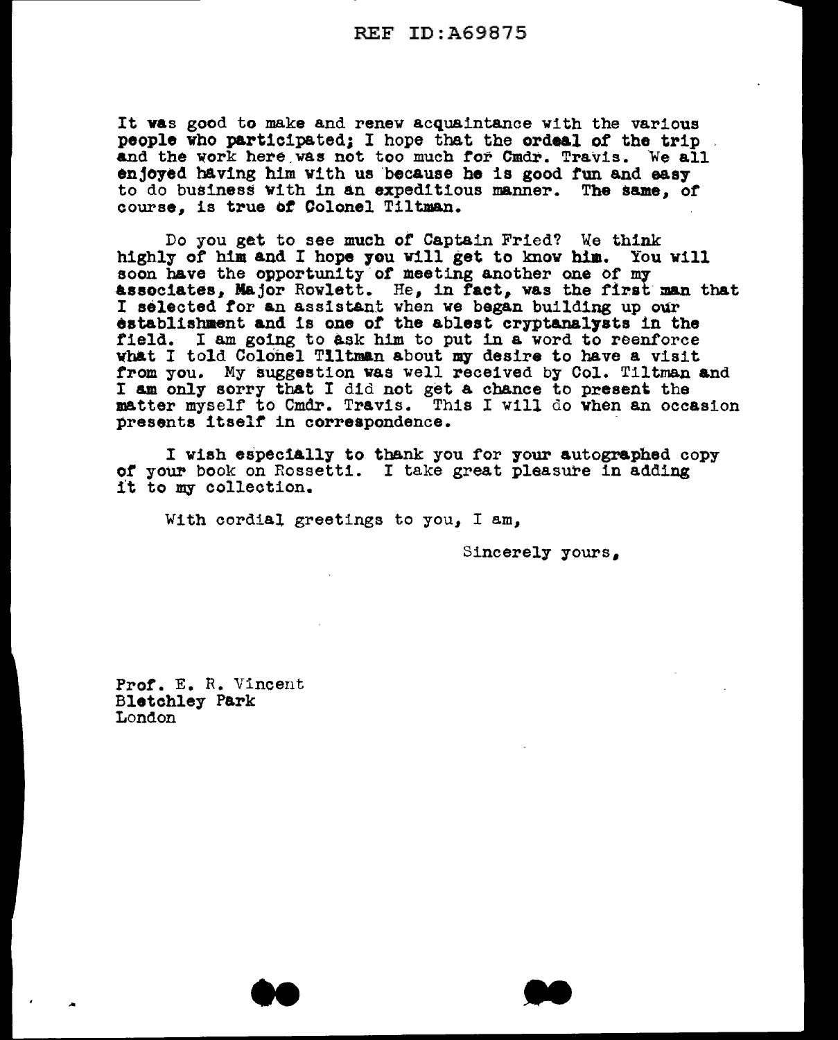It was good to make and renew acquaintance with the various people who participated; I hope that the ordeal of the trip and the work here was not too much for Cmdr. Travis. We all enjoyed having him with us because he is good fun and easy to do business with in an expeditious manner. The same, of course, is true of Colonel Tiltman.

Do you get to see much of Captain Fried? We think highly of him and I hope you will get to know him. You will soon have the opportunity of meeting another one of my associates, Major Rowlett. He, in fact, was the first man that I selected for an assistant when we began building up our establishment and is one of the ablest cryptanalysts in the field. I am going to ask him to put in a word to reenforce what I told Colonel Tiltman about my desire to have a visit from you. My suggestion was well received by Col. Tiltman and I am only sorry that I did not get a chance to present the matter myself to Cmdr. Travis. This I will do when an occasion presents itself in correspondence.

I wish especially to thank you for your autographed copy of your book on Rossetti. I take great pleasure in adding it to my collection.

With cordial greetings to you, I am,

Sincerely yours,

Prof. E. R. Vincent
Bletchley Park
London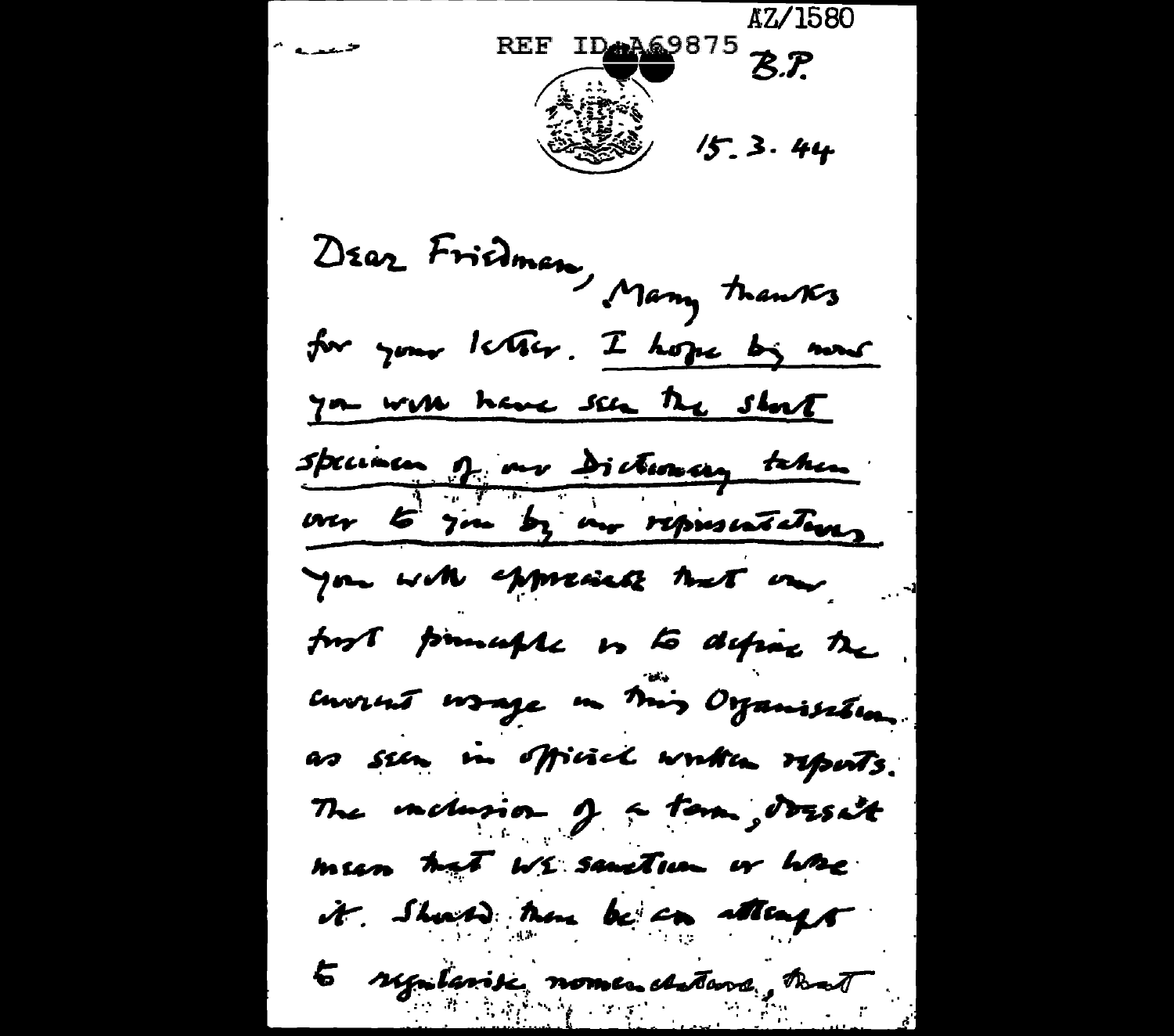REF ID:A69875

AZ/1580

B.P.

15.3.44

Dear Friedman, Many thanks for your letter. I hope by now you will have seen the short specimen of our Dictionary taken over to you by our representatives.

You will appreciate that our first principle is to define the current usage in this Organisation as seen in official written reports. The inclusion of a term, doesn't mean that we sanction or like it. Should there be an attempt to regularise nomenclature, that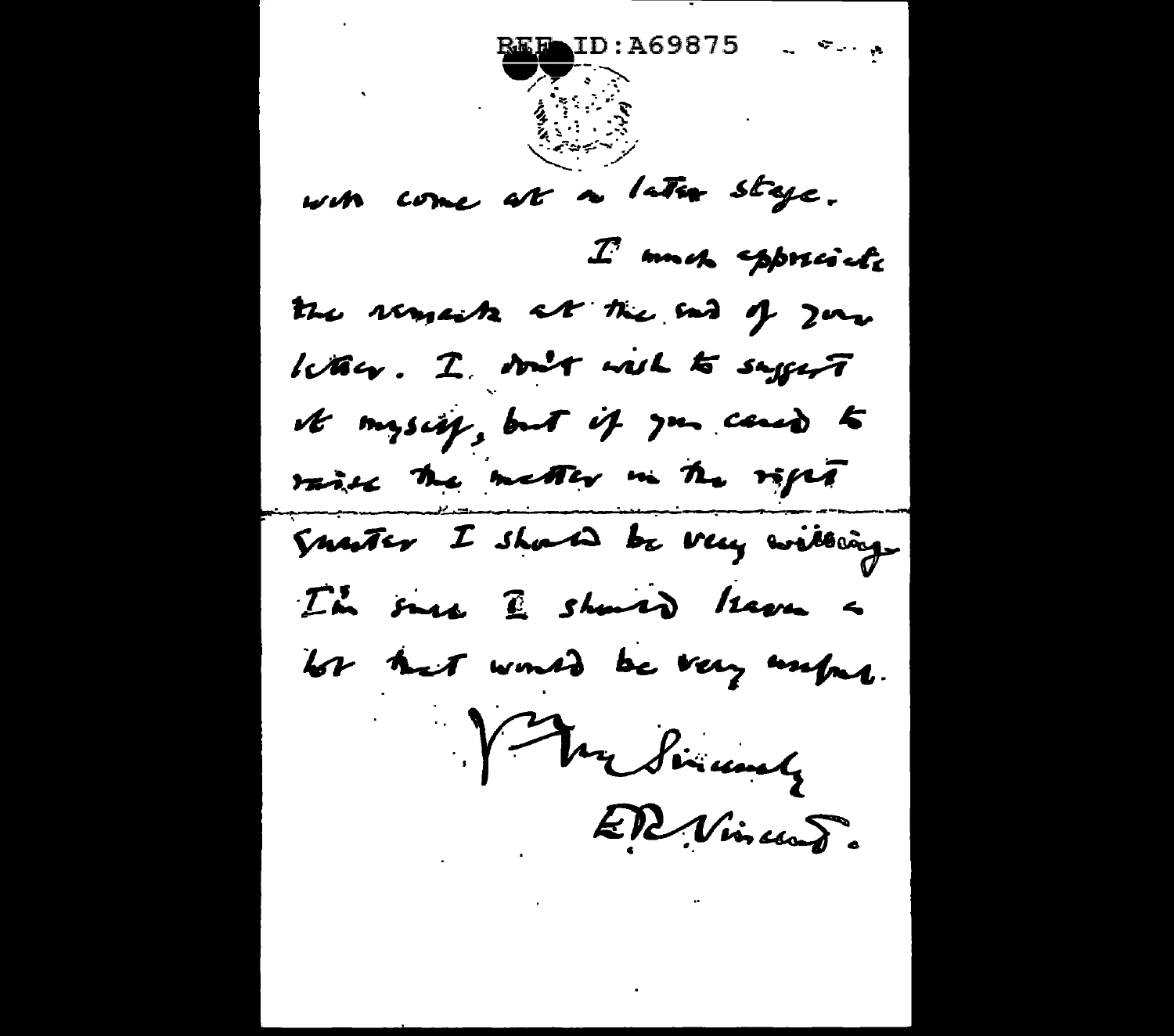will come at a later stage.

I much appreciate the remarks at the end of your letter. I don't wish to suggest it myself, but if you cared to raise the matter in the right quarter I should be very willing. I'm sure I should learn a lot that would be very useful.

Yours Sincerely

E.R. Vincent.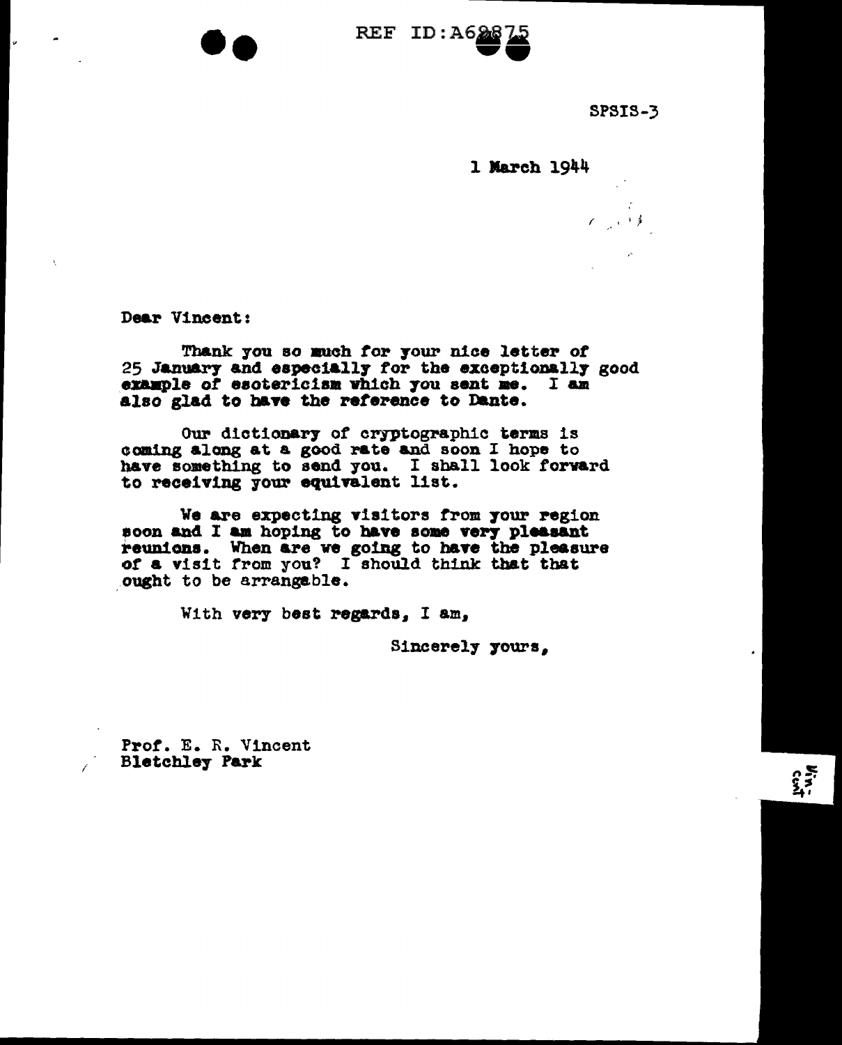REF ID:A62875

SPSIS-3

1 March 1944

Dear Vincent:

Thank you so much for your nice letter of 25 January and especially for the exceptionally good example of esotericism which you sent me. I am also glad to have the reference to Dante.

Our dictionary of cryptographic terms is coming along at a good rate and soon I hope to have something to send you. I shall look forward to receiving your equivalent list.

We are expecting visitors from your region soon and I am hoping to have some very pleasant reunions. When are we going to have the pleasure of a visit from you? I should think that that ought to be arrangeable.

With very best regards, I am,

Sincerely yours,

Prof. E. R. Vincent
Bletchley Park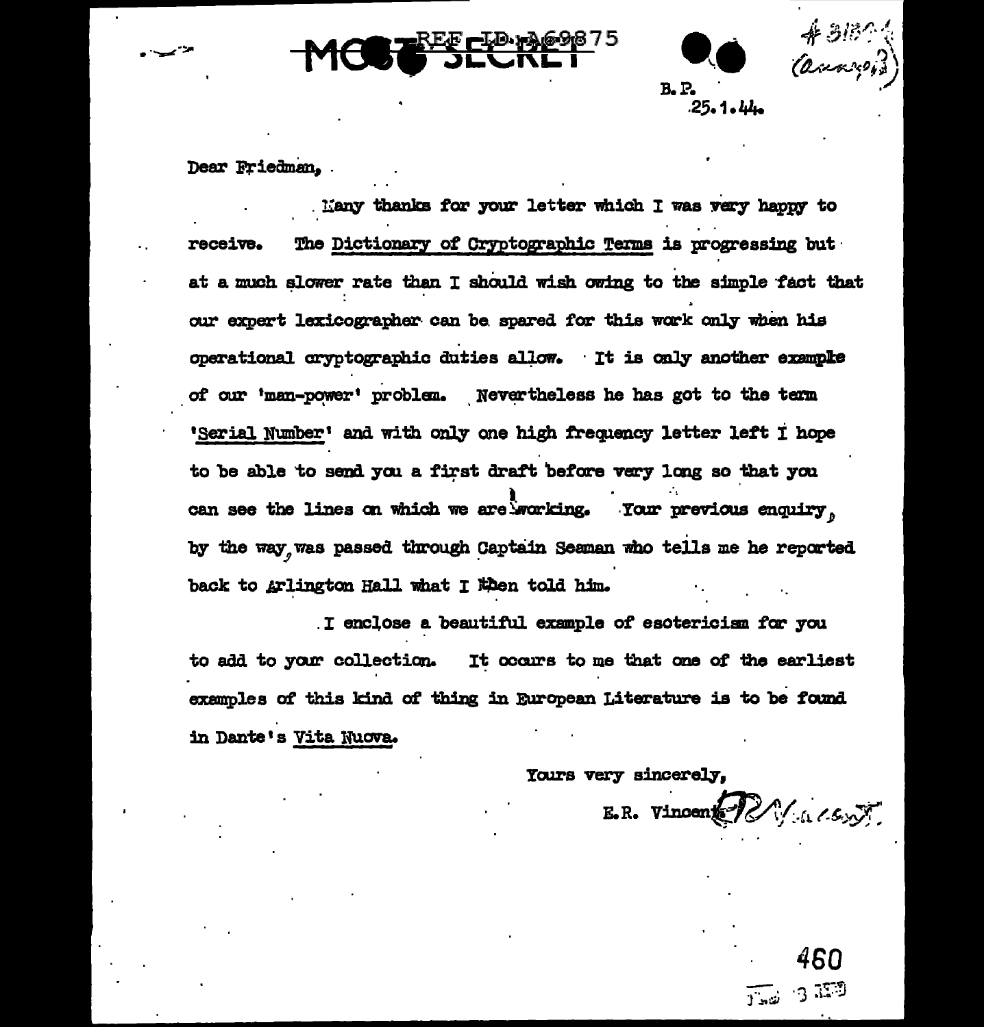MOST SECRET

REF ID:A69875

B.P.
25.1.44.

# 3184 (Anagrams?)

Dear Friedman,

Many thanks for your letter which I was very happy to receive. The Dictionary of Cryptographic Terms is progressing but at a much slower rate than I should wish owing to the simple fact that our expert lexicographer can be spared for this work only when his operational cryptographic duties allow. It is only another example of our 'man-power' problem. Nevertheless he has got to the term 'Serial Number' and with only one high frequency letter left I hope to be able to send you a first draft before very long so that you can see the lines on which we are working. Your previous enquiry, by the way, was passed through Captain Seaman who tells me he reported back to Arlington Hall what I then told him.

I enclose a beautiful example of esotericism for you to add to your collection. It occurs to me that one of the earliest examples of this kind of thing in European Literature is to be found in Dante's Vita Nuova.

Yours very sincerely,

E.R. Vincent

460